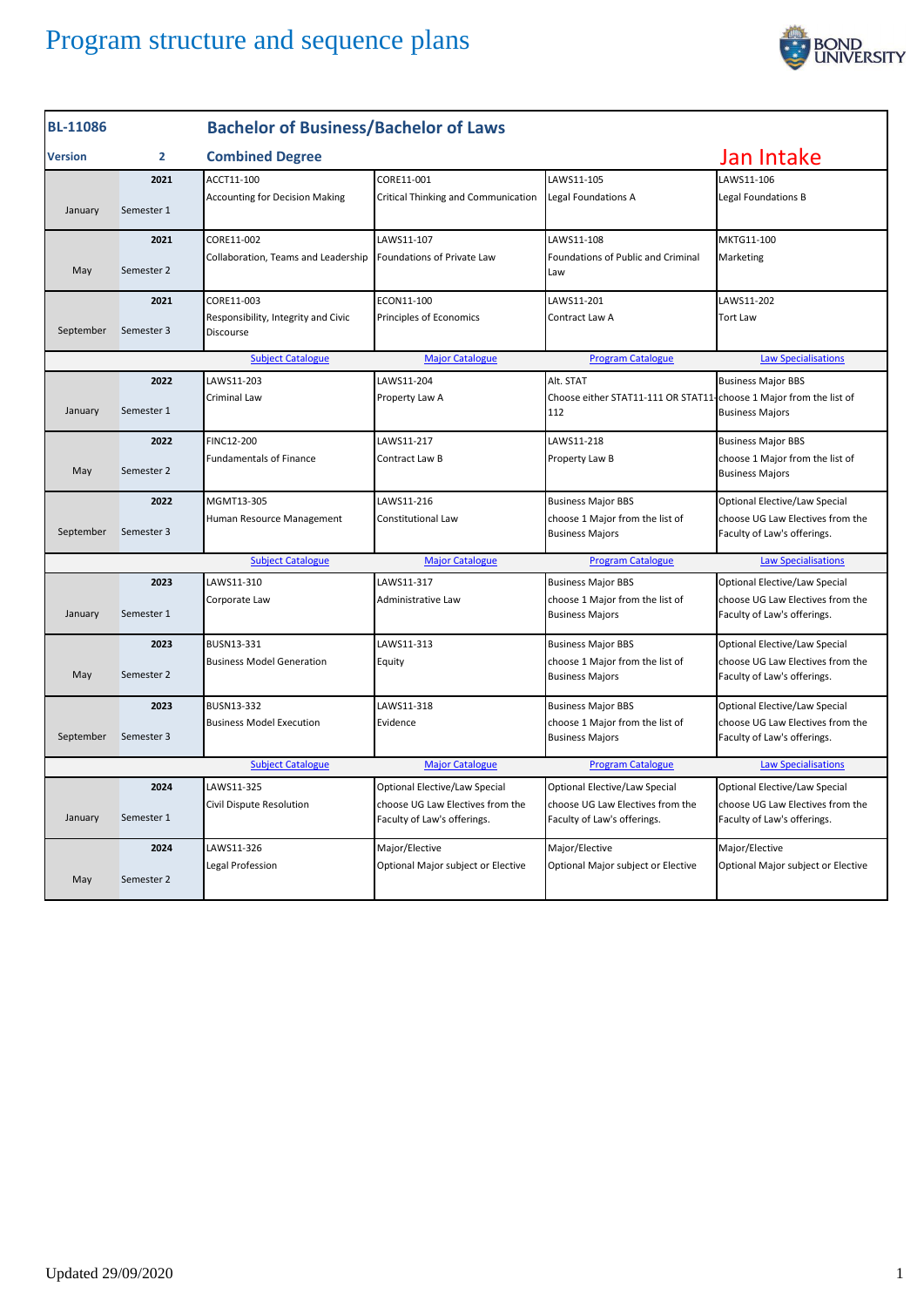# Program structure and sequence plans

| BL-11086 | | Bachelor of Business/Bachelor of Laws | | | |
|---|---|---|---|---|---|
| Version | 2 | Combined Degree | | | Jan Intake |
| January | 2021 Semester 1 | ACCT11-100 Accounting for Decision Making | CORE11-001 Critical Thinking and Communication | LAWS11-105 Legal Foundations A | LAWS11-106 Legal Foundations B |
| May | 2021 Semester 2 | CORE11-002 Collaboration, Teams and Leadership | LAWS11-107 Foundations of Private Law | LAWS11-108 Foundations of Public and Criminal Law | MKTG11-100 Marketing |
| September | 2021 Semester 3 | CORE11-003 Responsibility, Integrity and Civic Discourse | ECON11-100 Principles of Economics | LAWS11-201 Contract Law A | LAWS11-202 Tort Law |
| | | Subject Catalogue | Major Catalogue | Program Catalogue | Law Specialisations |
| January | 2022 Semester 1 | LAWS11-203 Criminal Law | LAWS11-204 Property Law A | Alt. STAT Choose either STAT11-111 OR STAT11-112 | Business Major BBS choose 1 Major from the list of Business Majors |
| May | 2022 Semester 2 | FINC12-200 Fundamentals of Finance | LAWS11-217 Contract Law B | LAWS11-218 Property Law B | Business Major BBS choose 1 Major from the list of Business Majors |
| September | 2022 Semester 3 | MGMT13-305 Human Resource Management | LAWS11-216 Constitutional Law | Business Major BBS choose 1 Major from the list of Business Majors | Optional Elective/Law Special choose UG Law Electives from the Faculty of Law's offerings. |
| | | Subject Catalogue | Major Catalogue | Program Catalogue | Law Specialisations |
| January | 2023 Semester 1 | LAWS11-310 Corporate Law | LAWS11-317 Administrative Law | Business Major BBS choose 1 Major from the list of Business Majors | Optional Elective/Law Special choose UG Law Electives from the Faculty of Law's offerings. |
| May | 2023 Semester 2 | BUSN13-331 Business Model Generation | LAWS11-313 Equity | Business Major BBS choose 1 Major from the list of Business Majors | Optional Elective/Law Special choose UG Law Electives from the Faculty of Law's offerings. |
| September | 2023 Semester 3 | BUSN13-332 Business Model Execution | LAWS11-318 Evidence | Business Major BBS choose 1 Major from the list of Business Majors | Optional Elective/Law Special choose UG Law Electives from the Faculty of Law's offerings. |
| | | Subject Catalogue | Major Catalogue | Program Catalogue | Law Specialisations |
| January | 2024 Semester 1 | LAWS11-325 Civil Dispute Resolution | Optional Elective/Law Special choose UG Law Electives from the Faculty of Law's offerings. | Optional Elective/Law Special choose UG Law Electives from the Faculty of Law's offerings. | Optional Elective/Law Special choose UG Law Electives from the Faculty of Law's offerings. |
| May | 2024 Semester 2 | LAWS11-326 Legal Profession | Major/Elective Optional Major subject or Elective | Major/Elective Optional Major subject or Elective | Major/Elective Optional Major subject or Elective |

Updated 29/09/2020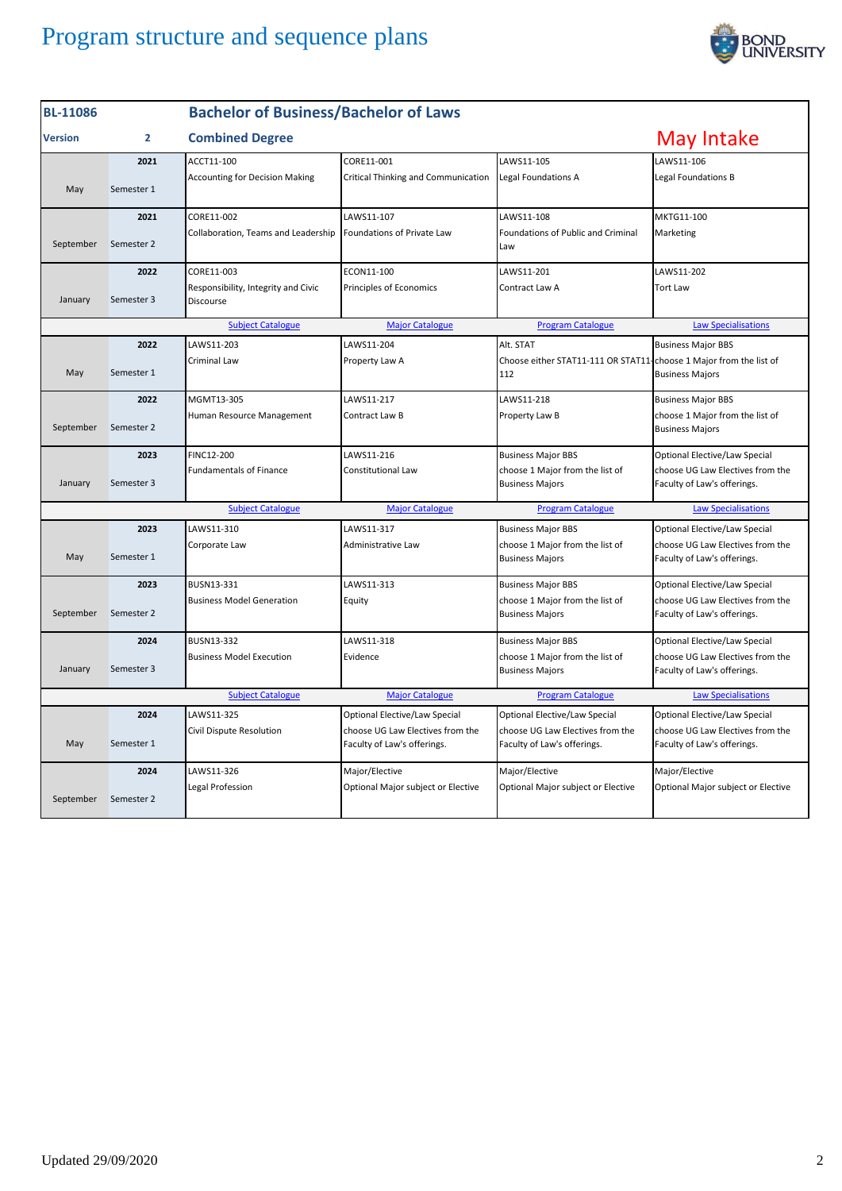# Program structure and sequence plans

| BL-11086 | | Bachelor of Business/Bachelor of Laws | | | |
|---|---|---|---|---|---|
| **Version** | **2** | **Combined Degree** | | | **May Intake** |
| May | 2021 Semester 1 | ACCT11-100 Accounting for Decision Making | CORE11-001 Critical Thinking and Communication | LAWS11-105 Legal Foundations A | LAWS11-106 Legal Foundations B |
| September | 2021 Semester 2 | CORE11-002 Collaboration, Teams and Leadership | LAWS11-107 Foundations of Private Law | LAWS11-108 Foundations of Public and Criminal Law | MKTG11-100 Marketing |
| January | 2022 Semester 3 | CORE11-003 Responsibility, Integrity and Civic Discourse | ECON11-100 Principles of Economics | LAWS11-201 Contract Law A | LAWS11-202 Tort Law |
| | | Subject Catalogue | Major Catalogue | Program Catalogue | Law Specialisations |
| May | 2022 Semester 1 | LAWS11-203 Criminal Law | LAWS11-204 Property Law A | Alt. STAT Choose either STAT11-111 OR STAT11-112 | Business Major BBS choose 1 Major from the list of Business Majors |
| September | 2022 Semester 2 | MGMT13-305 Human Resource Management | LAWS11-217 Contract Law B | LAWS11-218 Property Law B | Business Major BBS choose 1 Major from the list of Business Majors |
| January | 2023 Semester 3 | FINC12-200 Fundamentals of Finance | LAWS11-216 Constitutional Law | Business Major BBS choose 1 Major from the list of Business Majors | Optional Elective/Law Special choose UG Law Electives from the Faculty of Law's offerings. |
| | | Subject Catalogue | Major Catalogue | Program Catalogue | Law Specialisations |
| May | 2023 Semester 1 | LAWS11-310 Corporate Law | LAWS11-317 Administrative Law | Business Major BBS choose 1 Major from the list of Business Majors | Optional Elective/Law Special choose UG Law Electives from the Faculty of Law's offerings. |
| September | 2023 Semester 2 | BUSN13-331 Business Model Generation | LAWS11-313 Equity | Business Major BBS choose 1 Major from the list of Business Majors | Optional Elective/Law Special choose UG Law Electives from the Faculty of Law's offerings. |
| January | 2024 Semester 3 | BUSN13-332 Business Model Execution | LAWS11-318 Evidence | Business Major BBS choose 1 Major from the list of Business Majors | Optional Elective/Law Special choose UG Law Electives from the Faculty of Law's offerings. |
| | | Subject Catalogue | Major Catalogue | Program Catalogue | Law Specialisations |
| May | 2024 Semester 1 | LAWS11-325 Civil Dispute Resolution | Optional Elective/Law Special choose UG Law Electives from the Faculty of Law's offerings. | Optional Elective/Law Special choose UG Law Electives from the Faculty of Law's offerings. | Optional Elective/Law Special choose UG Law Electives from the Faculty of Law's offerings. |
| September | 2024 Semester 2 | LAWS11-326 Legal Profession | Major/Elective Optional Major subject or Elective | Major/Elective Optional Major subject or Elective | Major/Elective Optional Major subject or Elective |

Updated 29/09/2020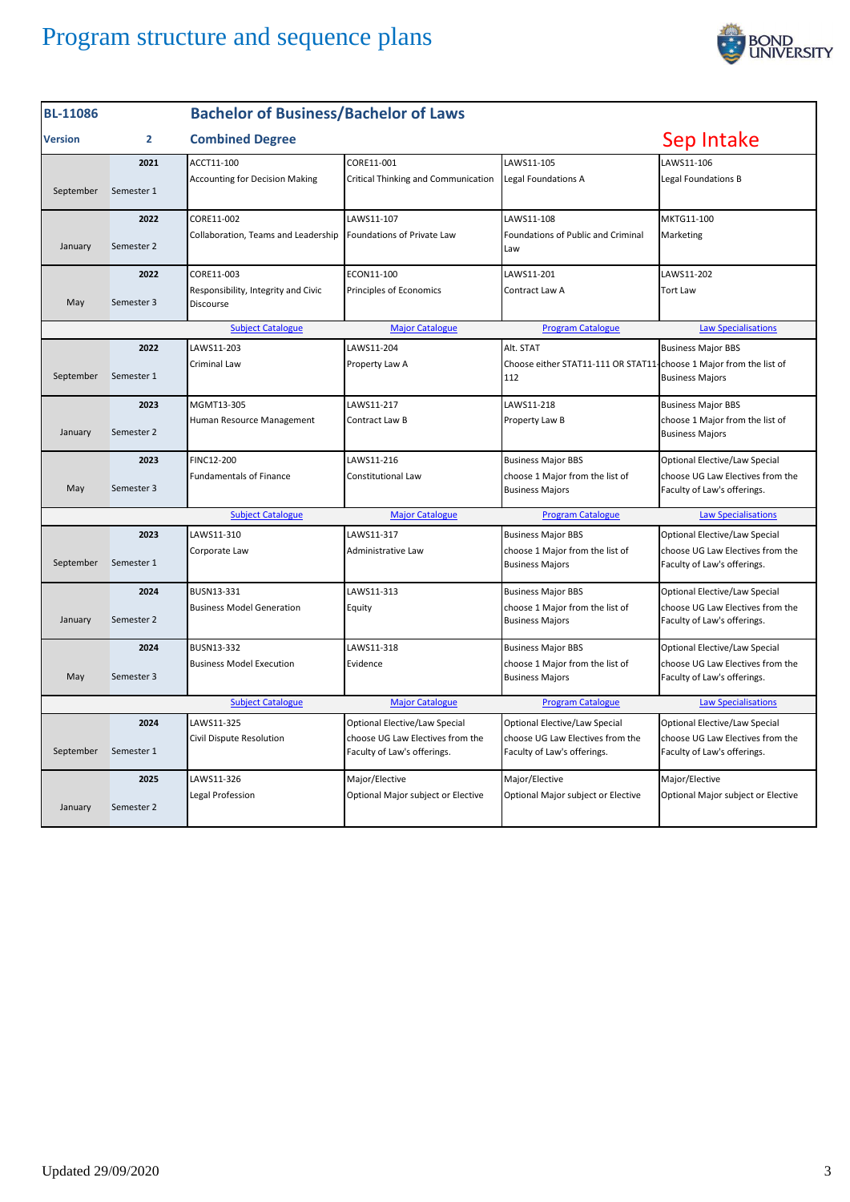# Program structure and sequence plans

| BL-11086 | | Bachelor of Business/Bachelor of Laws | | | |
|---|---|---|---|---|---|
| **Version** | **2** | **Combined Degree** | | | **Sep Intake** |
| September | 2021 Semester 1 | ACCT11-100 Accounting for Decision Making | CORE11-001 Critical Thinking and Communication | LAWS11-105 Legal Foundations A | LAWS11-106 Legal Foundations B |
| January | 2022 Semester 2 | CORE11-002 Collaboration, Teams and Leadership | LAWS11-107 Foundations of Private Law | LAWS11-108 Foundations of Public and Criminal Law | MKTG11-100 Marketing |
| May | 2022 Semester 3 | CORE11-003 Responsibility, Integrity and Civic Discourse | ECON11-100 Principles of Economics | LAWS11-201 Contract Law A | LAWS11-202 Tort Law |
| | | Subject Catalogue | Major Catalogue | Program Catalogue | Law Specialisations |
| September | 2022 Semester 1 | LAWS11-203 Criminal Law | LAWS11-204 Property Law A | Alt. STAT Choose either STAT11-111 OR STAT11-112 | Business Major BBS choose 1 Major from the list of Business Majors |
| January | 2023 Semester 2 | MGMT13-305 Human Resource Management | LAWS11-217 Contract Law B | LAWS11-218 Property Law B | Business Major BBS choose 1 Major from the list of Business Majors |
| May | 2023 Semester 3 | FINC12-200 Fundamentals of Finance | LAWS11-216 Constitutional Law | Business Major BBS choose 1 Major from the list of Business Majors | Optional Elective/Law Special choose UG Law Electives from the Faculty of Law's offerings. |
| | | Subject Catalogue | Major Catalogue | Program Catalogue | Law Specialisations |
| September | 2023 Semester 1 | LAWS11-310 Corporate Law | LAWS11-317 Administrative Law | Business Major BBS choose 1 Major from the list of Business Majors | Optional Elective/Law Special choose UG Law Electives from the Faculty of Law's offerings. |
| January | 2024 Semester 2 | BUSN13-331 Business Model Generation | LAWS11-313 Equity | Business Major BBS choose 1 Major from the list of Business Majors | Optional Elective/Law Special choose UG Law Electives from the Faculty of Law's offerings. |
| May | 2024 Semester 3 | BUSN13-332 Business Model Execution | LAWS11-318 Evidence | Business Major BBS choose 1 Major from the list of Business Majors | Optional Elective/Law Special choose UG Law Electives from the Faculty of Law's offerings. |
| | | Subject Catalogue | Major Catalogue | Program Catalogue | Law Specialisations |
| September | 2024 Semester 1 | LAWS11-325 Civil Dispute Resolution | Optional Elective/Law Special choose UG Law Electives from the Faculty of Law's offerings. | Optional Elective/Law Special choose UG Law Electives from the Faculty of Law's offerings. | Optional Elective/Law Special choose UG Law Electives from the Faculty of Law's offerings. |
| January | 2025 Semester 2 | LAWS11-326 Legal Profession | Major/Elective Optional Major subject or Elective | Major/Elective Optional Major subject or Elective | Major/Elective Optional Major subject or Elective |

Updated 29/09/2020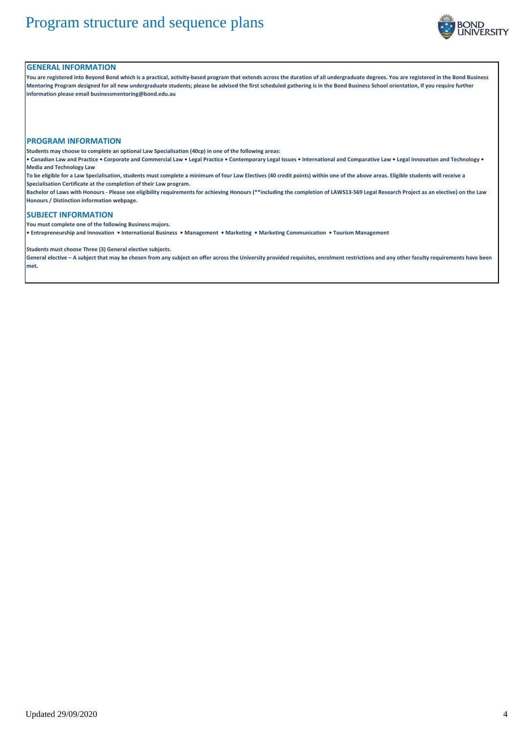# Program structure and sequence plans

## GENERAL INFORMATION

**You are registered into Beyond Bond which is a practical, activity-based program that extends across the duration of all undergraduate degrees. You are registered in the Bond Business Mentoring Program designed for all new undergraduate students; please be advised the first scheduled gathering is in the Bond Business School orientation, If you require further information please email businessmentoring@bond.edu.au**

## PROGRAM INFORMATION

**Students may choose to complete an optional Law Specialisation (40cp) in one of the following areas:**

**• Canadian Law and Practice • Corporate and Commercial Law • Legal Practice • Contemporary Legal Issues • International and Comparative Law • Legal Innovation and Technology • Media and Technology Law**

**To be eligible for a Law Specialisation, students must complete a minimum of four Law Electives (40 credit points) within one of the above areas. Eligible students will receive a Specialisation Certificate at the completion of their Law program.**

**Bachelor of Laws with Honours - Please see eligibility requirements for achieving Honours (**including the completion of LAWS13-569 Legal Research Project as an elective) on the Law Honours / Distinction information webpage.**

## SUBJECT INFORMATION

**You must complete one of the following Business majors.**

**• Entrepreneurship and Innovation • International Business • Management • Marketing • Marketing Communication • Tourism Management**

**Students must choose Three (3) General elective subjects.**

**General elective – A subject that may be chosen from any subject on offer across the University provided requisites, enrolment restrictions and any other faculty requirements have been met.**

Updated 29/09/2020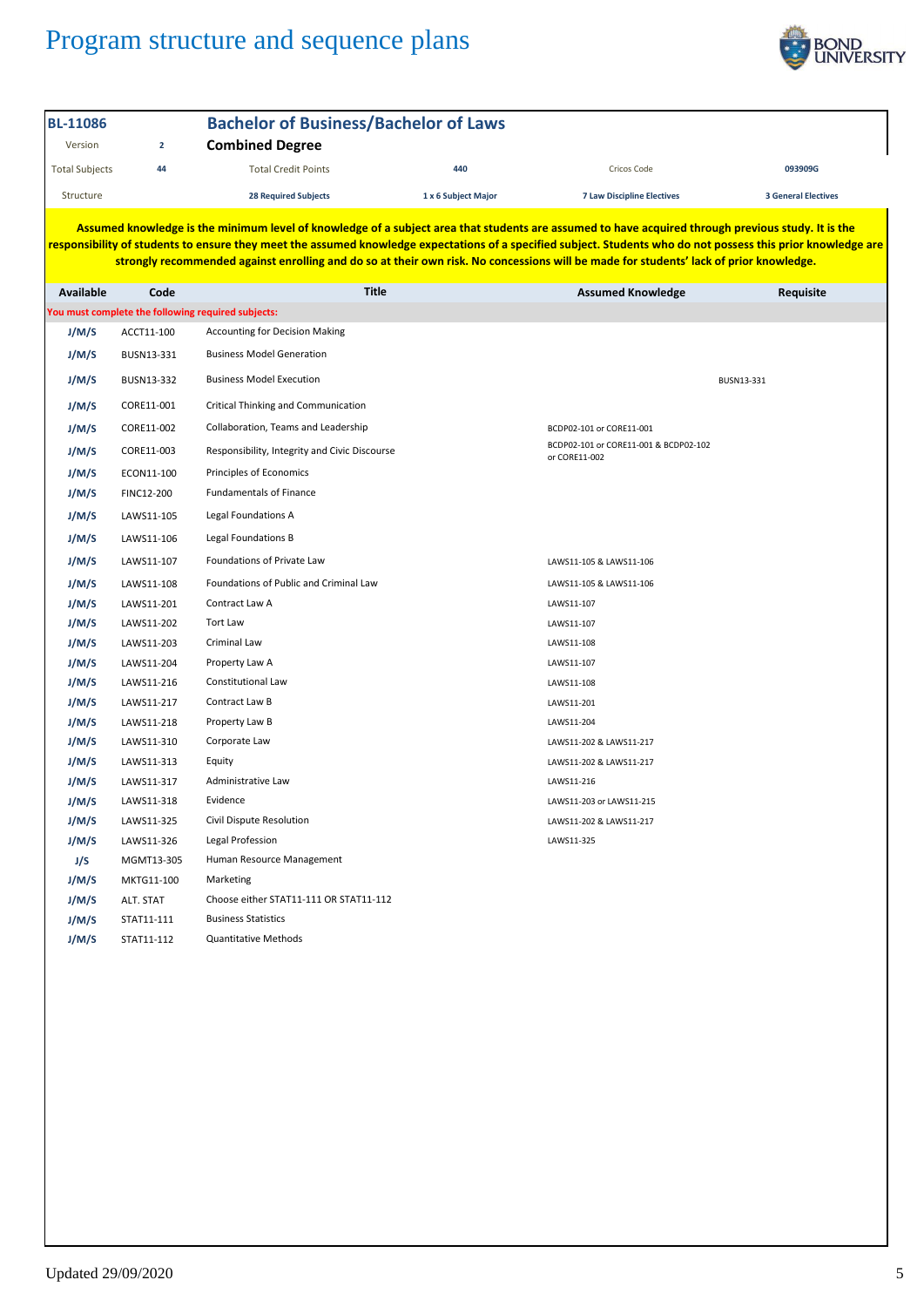# Program structure and sequence plans

| BL-11086 | | Bachelor of Business/Bachelor of Laws | | | |
|---|---|---|---|---|---|
| Version | 2 | Combined Degree | | | |
| Total Subjects | 44 | Total Credit Points | 440 | Cricos Code | 093909G |
| Structure | | 28 Required Subjects | 1 x 6 Subject Major | 7 Law Discipline Electives | 3 General Electives |

**Assumed knowledge is the minimum level of knowledge of a subject area that students are assumed to have acquired through previous study. It is the responsibility of students to ensure they meet the assumed knowledge expectations of a specified subject. Students who do not possess this prior knowledge are strongly recommended against enrolling and do so at their own risk. No concessions will be made for students' lack of prior knowledge.**

| Available | Code | Title | Assumed Knowledge | Requisite |
|---|---|---|---|---|
| You must complete the following required subjects: | | | | |
| J/M/S | ACCT11-100 | Accounting for Decision Making | | |
| J/M/S | BUSN13-331 | Business Model Generation | | |
| J/M/S | BUSN13-332 | Business Model Execution | | BUSN13-331 |
| J/M/S | CORE11-001 | Critical Thinking and Communication | | |
| J/M/S | CORE11-002 | Collaboration, Teams and Leadership | BCDP02-101 or CORE11-001 | |
| J/M/S | CORE11-003 | Responsibility, Integrity and Civic Discourse | BCDP02-101 or CORE11-001 & BCDP02-102 or CORE11-002 | |
| J/M/S | ECON11-100 | Principles of Economics | | |
| J/M/S | FINC12-200 | Fundamentals of Finance | | |
| J/M/S | LAWS11-105 | Legal Foundations A | | |
| J/M/S | LAWS11-106 | Legal Foundations B | | |
| J/M/S | LAWS11-107 | Foundations of Private Law | LAWS11-105 & LAWS11-106 | |
| J/M/S | LAWS11-108 | Foundations of Public and Criminal Law | LAWS11-105 & LAWS11-106 | |
| J/M/S | LAWS11-201 | Contract Law A | LAWS11-107 | |
| J/M/S | LAWS11-202 | Tort Law | LAWS11-107 | |
| J/M/S | LAWS11-203 | Criminal Law | LAWS11-108 | |
| J/M/S | LAWS11-204 | Property Law A | LAWS11-107 | |
| J/M/S | LAWS11-216 | Constitutional Law | LAWS11-108 | |
| J/M/S | LAWS11-217 | Contract Law B | LAWS11-201 | |
| J/M/S | LAWS11-218 | Property Law B | LAWS11-204 | |
| J/M/S | LAWS11-310 | Corporate Law | LAWS11-202 & LAWS11-217 | |
| J/M/S | LAWS11-313 | Equity | LAWS11-202 & LAWS11-217 | |
| J/M/S | LAWS11-317 | Administrative Law | LAWS11-216 | |
| J/M/S | LAWS11-318 | Evidence | LAWS11-203 or LAWS11-215 | |
| J/M/S | LAWS11-325 | Civil Dispute Resolution | LAWS11-202 & LAWS11-217 | |
| J/M/S | LAWS11-326 | Legal Profession | LAWS11-325 | |
| J/S | MGMT13-305 | Human Resource Management | | |
| J/M/S | MKTG11-100 | Marketing | | |
| J/M/S | ALT. STAT | Choose either STAT11-111 OR STAT11-112 | | |
| J/M/S | STAT11-111 | Business Statistics | | |
| J/M/S | STAT11-112 | Quantitative Methods | | |

Updated 29/09/2020